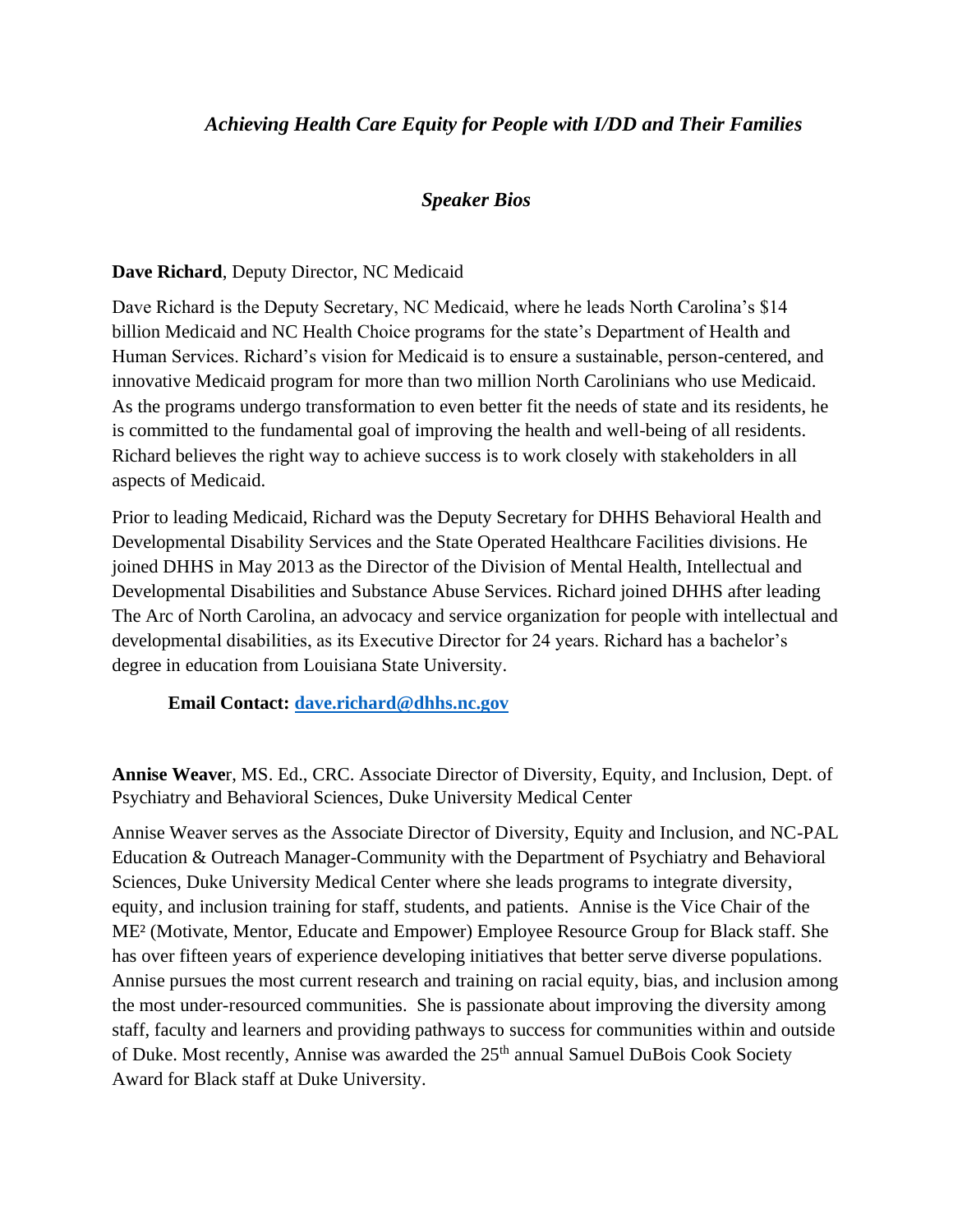## *Achieving Health Care Equity for People with I/DD and Their Families*

### *Speaker Bios*

**Dave Richard**, Deputy Director, NC Medicaid

Dave Richard is the Deputy Secretary, NC Medicaid, where he leads North Carolina's $14 billion Medicaid and NC Health Choice programs for the state's Department of Health and Human Services. Richard's vision for Medicaid is to ensure a sustainable, person-centered, and innovative Medicaid program for more than two million North Carolinians who use Medicaid. As the programs undergo transformation to even better fit the needs of state and its residents, he is committed to the fundamental goal of improving the health and well-being of all residents. Richard believes the right way to achieve success is to work closely with stakeholders in all aspects of Medicaid.

Prior to leading Medicaid, Richard was the Deputy Secretary for DHHS Behavioral Health and Developmental Disability Services and the State Operated Healthcare Facilities divisions. He joined DHHS in May 2013 as the Director of the Division of Mental Health, Intellectual and Developmental Disabilities and Substance Abuse Services. Richard joined DHHS after leading The Arc of North Carolina, an advocacy and service organization for people with intellectual and developmental disabilities, as its Executive Director for 24 years. Richard has a bachelor's degree in education from Louisiana State University.

**Email Contact: dave.richard@dhhs.nc.gov**

**Annise Weave**r, MS. Ed., CRC. Associate Director of Diversity, Equity, and Inclusion, Dept. of Psychiatry and Behavioral Sciences, Duke University Medical Center

Annise Weaver serves as the Associate Director of Diversity, Equity and Inclusion, and NC-PAL Education & Outreach Manager-Community with the Department of Psychiatry and Behavioral Sciences, Duke University Medical Center where she leads programs to integrate diversity, equity, and inclusion training for staff, students, and patients. Annise is the Vice Chair of the ME² (Motivate, Mentor, Educate and Empower) Employee Resource Group for Black staff. She has over fifteen years of experience developing initiatives that better serve diverse populations. Annise pursues the most current research and training on racial equity, bias, and inclusion among the most under-resourced communities. She is passionate about improving the diversity among staff, faculty and learners and providing pathways to success for communities within and outside of Duke. Most recently, Annise was awarded the 25th annual Samuel DuBois Cook Society Award for Black staff at Duke University.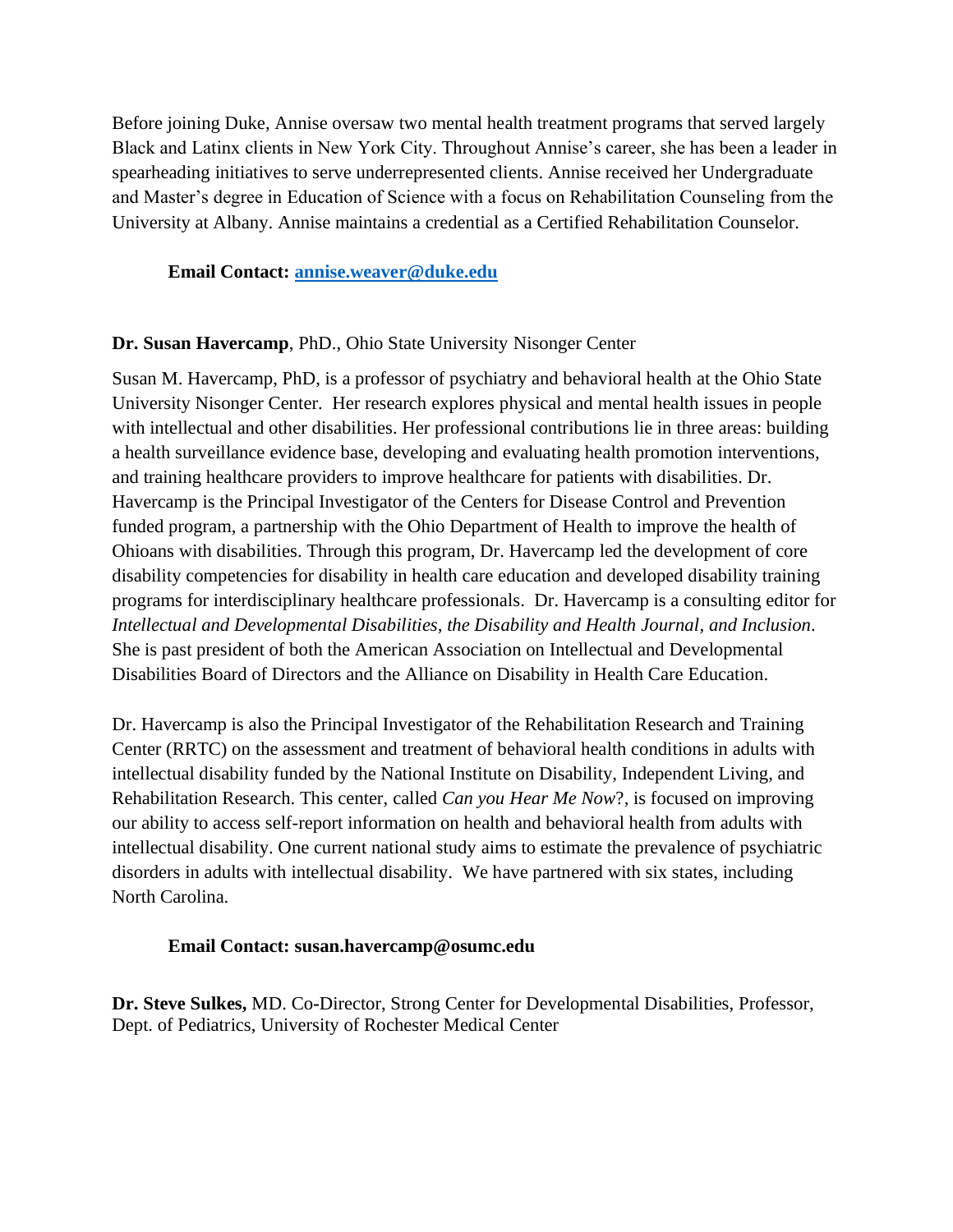Before joining Duke, Annise oversaw two mental health treatment programs that served largely Black and Latinx clients in New York City. Throughout Annise's career, she has been a leader in spearheading initiatives to serve underrepresented clients. Annise received her Undergraduate and Master's degree in Education of Science with a focus on Rehabilitation Counseling from the University at Albany. Annise maintains a credential as a Certified Rehabilitation Counselor.

**Email Contact: [annise.weaver@duke.edu](mailto:annise.weaver@duke.edu)**

**Dr. Susan Havercamp**, PhD., Ohio State University Nisonger Center

Susan M. Havercamp, PhD, is a professor of psychiatry and behavioral health at the Ohio State University Nisonger Center. Her research explores physical and mental health issues in people with intellectual and other disabilities. Her professional contributions lie in three areas: building a health surveillance evidence base, developing and evaluating health promotion interventions, and training healthcare providers to improve healthcare for patients with disabilities. Dr. Havercamp is the Principal Investigator of the Centers for Disease Control and Prevention funded program, a partnership with the Ohio Department of Health to improve the health of Ohioans with disabilities. Through this program, Dr. Havercamp led the development of core disability competencies for disability in health care education and developed disability training programs for interdisciplinary healthcare professionals. Dr. Havercamp is a consulting editor for *Intellectual and Developmental Disabilities, the Disability and Health Journal, and Inclusion*. She is past president of both the American Association on Intellectual and Developmental Disabilities Board of Directors and the Alliance on Disability in Health Care Education.

Dr. Havercamp is also the Principal Investigator of the Rehabilitation Research and Training Center (RRTC) on the assessment and treatment of behavioral health conditions in adults with intellectual disability funded by the National Institute on Disability, Independent Living, and Rehabilitation Research. This center, called *Can you Hear Me Now*?, is focused on improving our ability to access self-report information on health and behavioral health from adults with intellectual disability. One current national study aims to estimate the prevalence of psychiatric disorders in adults with intellectual disability. We have partnered with six states, including North Carolina.

**Email Contact: susan.havercamp@osumc.edu**

**Dr. Steve Sulkes,** MD. Co-Director, Strong Center for Developmental Disabilities, Professor, Dept. of Pediatrics, University of Rochester Medical Center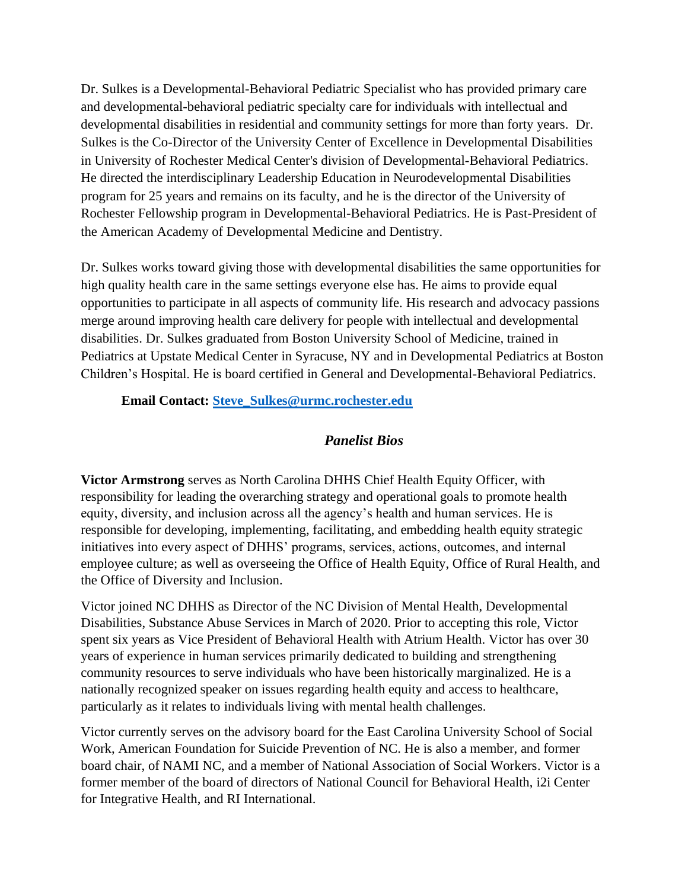Dr. Sulkes is a Developmental-Behavioral Pediatric Specialist who has provided primary care and developmental-behavioral pediatric specialty care for individuals with intellectual and developmental disabilities in residential and community settings for more than forty years. Dr. Sulkes is the Co-Director of the University Center of Excellence in Developmental Disabilities in University of Rochester Medical Center's division of Developmental-Behavioral Pediatrics. He directed the interdisciplinary Leadership Education in Neurodevelopmental Disabilities program for 25 years and remains on its faculty, and he is the director of the University of Rochester Fellowship program in Developmental-Behavioral Pediatrics. He is Past-President of the American Academy of Developmental Medicine and Dentistry.

Dr. Sulkes works toward giving those with developmental disabilities the same opportunities for high quality health care in the same settings everyone else has. He aims to provide equal opportunities to participate in all aspects of community life. His research and advocacy passions merge around improving health care delivery for people with intellectual and developmental disabilities. Dr. Sulkes graduated from Boston University School of Medicine, trained in Pediatrics at Upstate Medical Center in Syracuse, NY and in Developmental Pediatrics at Boston Children's Hospital. He is board certified in General and Developmental-Behavioral Pediatrics.

**Email Contact: Steve_Sulkes@urmc.rochester.edu**

## *Panelist Bios*

**Victor Armstrong** serves as North Carolina DHHS Chief Health Equity Officer, with responsibility for leading the overarching strategy and operational goals to promote health equity, diversity, and inclusion across all the agency's health and human services. He is responsible for developing, implementing, facilitating, and embedding health equity strategic initiatives into every aspect of DHHS' programs, services, actions, outcomes, and internal employee culture; as well as overseeing the Office of Health Equity, Office of Rural Health, and the Office of Diversity and Inclusion.

Victor joined NC DHHS as Director of the NC Division of Mental Health, Developmental Disabilities, Substance Abuse Services in March of 2020. Prior to accepting this role, Victor spent six years as Vice President of Behavioral Health with Atrium Health. Victor has over 30 years of experience in human services primarily dedicated to building and strengthening community resources to serve individuals who have been historically marginalized. He is a nationally recognized speaker on issues regarding health equity and access to healthcare, particularly as it relates to individuals living with mental health challenges.

Victor currently serves on the advisory board for the East Carolina University School of Social Work, American Foundation for Suicide Prevention of NC. He is also a member, and former board chair, of NAMI NC, and a member of National Association of Social Workers. Victor is a former member of the board of directors of National Council for Behavioral Health, i2i Center for Integrative Health, and RI International.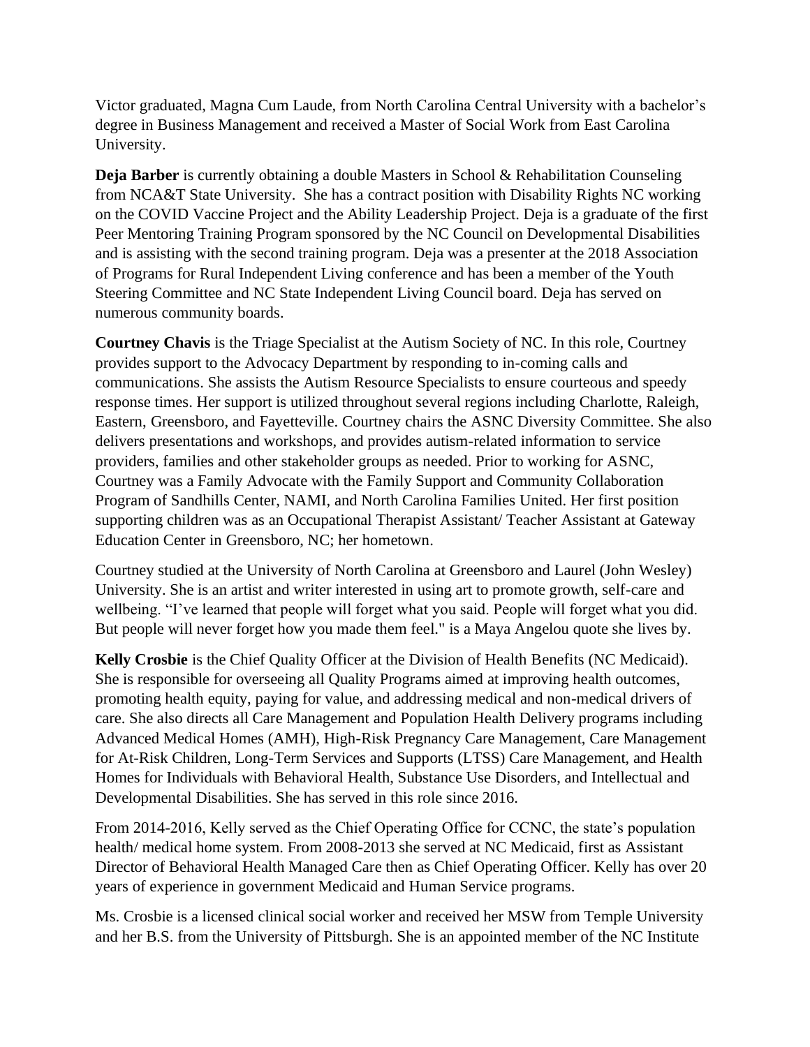Victor graduated, Magna Cum Laude, from North Carolina Central University with a bachelor's degree in Business Management and received a Master of Social Work from East Carolina University.

**Deja Barber** is currently obtaining a double Masters in School & Rehabilitation Counseling from NCA&T State University. She has a contract position with Disability Rights NC working on the COVID Vaccine Project and the Ability Leadership Project. Deja is a graduate of the first Peer Mentoring Training Program sponsored by the NC Council on Developmental Disabilities and is assisting with the second training program. Deja was a presenter at the 2018 Association of Programs for Rural Independent Living conference and has been a member of the Youth Steering Committee and NC State Independent Living Council board. Deja has served on numerous community boards.

**Courtney Chavis** is the Triage Specialist at the Autism Society of NC. In this role, Courtney provides support to the Advocacy Department by responding to in-coming calls and communications. She assists the Autism Resource Specialists to ensure courteous and speedy response times. Her support is utilized throughout several regions including Charlotte, Raleigh, Eastern, Greensboro, and Fayetteville. Courtney chairs the ASNC Diversity Committee. She also delivers presentations and workshops, and provides autism-related information to service providers, families and other stakeholder groups as needed. Prior to working for ASNC, Courtney was a Family Advocate with the Family Support and Community Collaboration Program of Sandhills Center, NAMI, and North Carolina Families United. Her first position supporting children was as an Occupational Therapist Assistant/ Teacher Assistant at Gateway Education Center in Greensboro, NC; her hometown.

Courtney studied at the University of North Carolina at Greensboro and Laurel (John Wesley) University. She is an artist and writer interested in using art to promote growth, self-care and wellbeing. "I've learned that people will forget what you said. People will forget what you did. But people will never forget how you made them feel." is a Maya Angelou quote she lives by.

**Kelly Crosbie** is the Chief Quality Officer at the Division of Health Benefits (NC Medicaid). She is responsible for overseeing all Quality Programs aimed at improving health outcomes, promoting health equity, paying for value, and addressing medical and non-medical drivers of care. She also directs all Care Management and Population Health Delivery programs including Advanced Medical Homes (AMH), High-Risk Pregnancy Care Management, Care Management for At-Risk Children, Long-Term Services and Supports (LTSS) Care Management, and Health Homes for Individuals with Behavioral Health, Substance Use Disorders, and Intellectual and Developmental Disabilities. She has served in this role since 2016.

From 2014-2016, Kelly served as the Chief Operating Office for CCNC, the state's population health/ medical home system. From 2008-2013 she served at NC Medicaid, first as Assistant Director of Behavioral Health Managed Care then as Chief Operating Officer. Kelly has over 20 years of experience in government Medicaid and Human Service programs.

Ms. Crosbie is a licensed clinical social worker and received her MSW from Temple University and her B.S. from the University of Pittsburgh. She is an appointed member of the NC Institute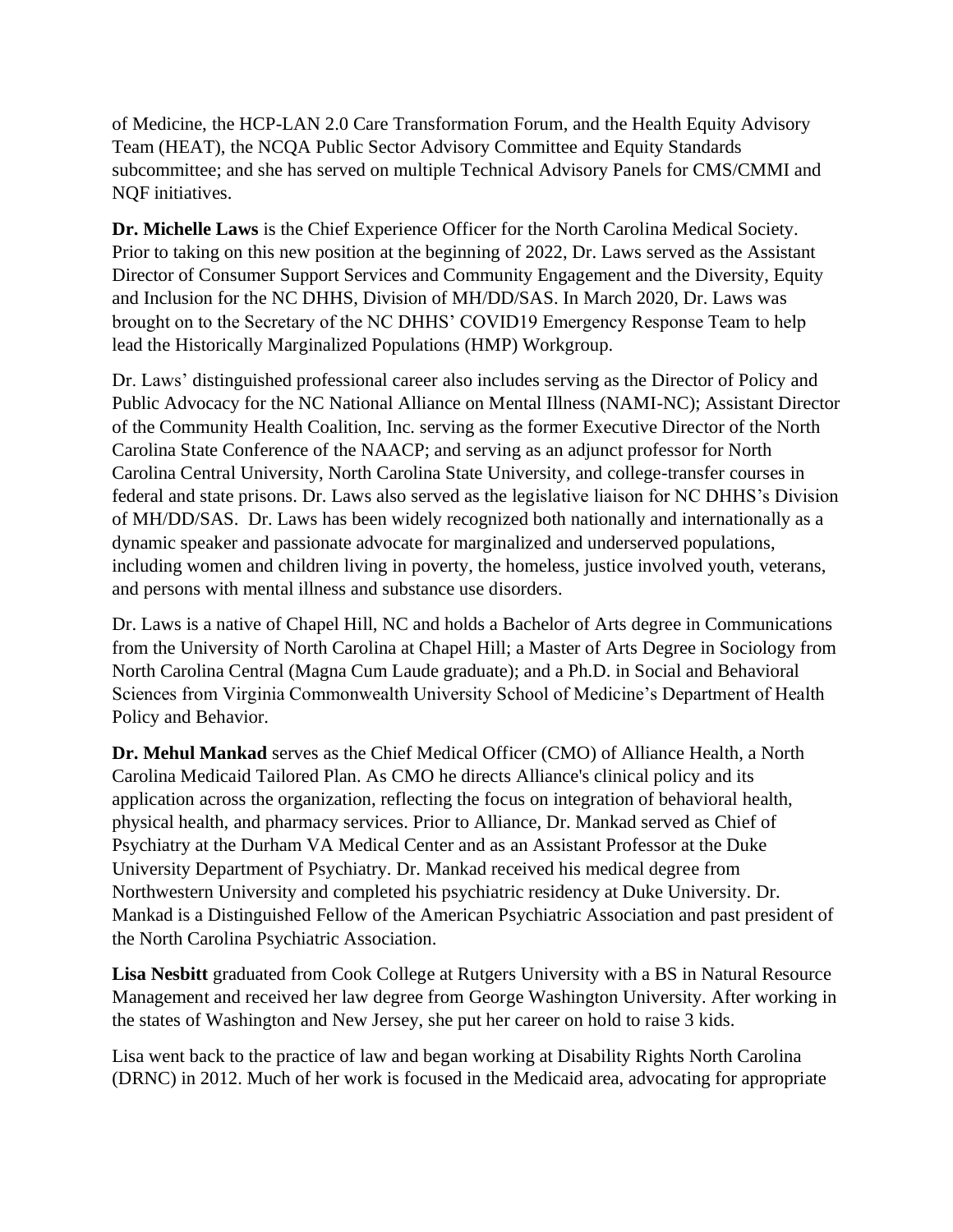of Medicine, the HCP-LAN 2.0 Care Transformation Forum, and the Health Equity Advisory Team (HEAT), the NCQA Public Sector Advisory Committee and Equity Standards subcommittee; and she has served on multiple Technical Advisory Panels for CMS/CMMI and NQF initiatives.

**Dr. Michelle Laws** is the Chief Experience Officer for the North Carolina Medical Society. Prior to taking on this new position at the beginning of 2022, Dr. Laws served as the Assistant Director of Consumer Support Services and Community Engagement and the Diversity, Equity and Inclusion for the NC DHHS, Division of MH/DD/SAS. In March 2020, Dr. Laws was brought on to the Secretary of the NC DHHS' COVID19 Emergency Response Team to help lead the Historically Marginalized Populations (HMP) Workgroup.

Dr. Laws' distinguished professional career also includes serving as the Director of Policy and Public Advocacy for the NC National Alliance on Mental Illness (NAMI-NC); Assistant Director of the Community Health Coalition, Inc. serving as the former Executive Director of the North Carolina State Conference of the NAACP; and serving as an adjunct professor for North Carolina Central University, North Carolina State University, and college-transfer courses in federal and state prisons. Dr. Laws also served as the legislative liaison for NC DHHS's Division of MH/DD/SAS. Dr. Laws has been widely recognized both nationally and internationally as a dynamic speaker and passionate advocate for marginalized and underserved populations, including women and children living in poverty, the homeless, justice involved youth, veterans, and persons with mental illness and substance use disorders.

Dr. Laws is a native of Chapel Hill, NC and holds a Bachelor of Arts degree in Communications from the University of North Carolina at Chapel Hill; a Master of Arts Degree in Sociology from North Carolina Central (Magna Cum Laude graduate); and a Ph.D. in Social and Behavioral Sciences from Virginia Commonwealth University School of Medicine's Department of Health Policy and Behavior.

**Dr. Mehul Mankad** serves as the Chief Medical Officer (CMO) of Alliance Health, a North Carolina Medicaid Tailored Plan. As CMO he directs Alliance's clinical policy and its application across the organization, reflecting the focus on integration of behavioral health, physical health, and pharmacy services. Prior to Alliance, Dr. Mankad served as Chief of Psychiatry at the Durham VA Medical Center and as an Assistant Professor at the Duke University Department of Psychiatry. Dr. Mankad received his medical degree from Northwestern University and completed his psychiatric residency at Duke University. Dr. Mankad is a Distinguished Fellow of the American Psychiatric Association and past president of the North Carolina Psychiatric Association.

**Lisa Nesbitt** graduated from Cook College at Rutgers University with a BS in Natural Resource Management and received her law degree from George Washington University. After working in the states of Washington and New Jersey, she put her career on hold to raise 3 kids.

Lisa went back to the practice of law and began working at Disability Rights North Carolina (DRNC) in 2012. Much of her work is focused in the Medicaid area, advocating for appropriate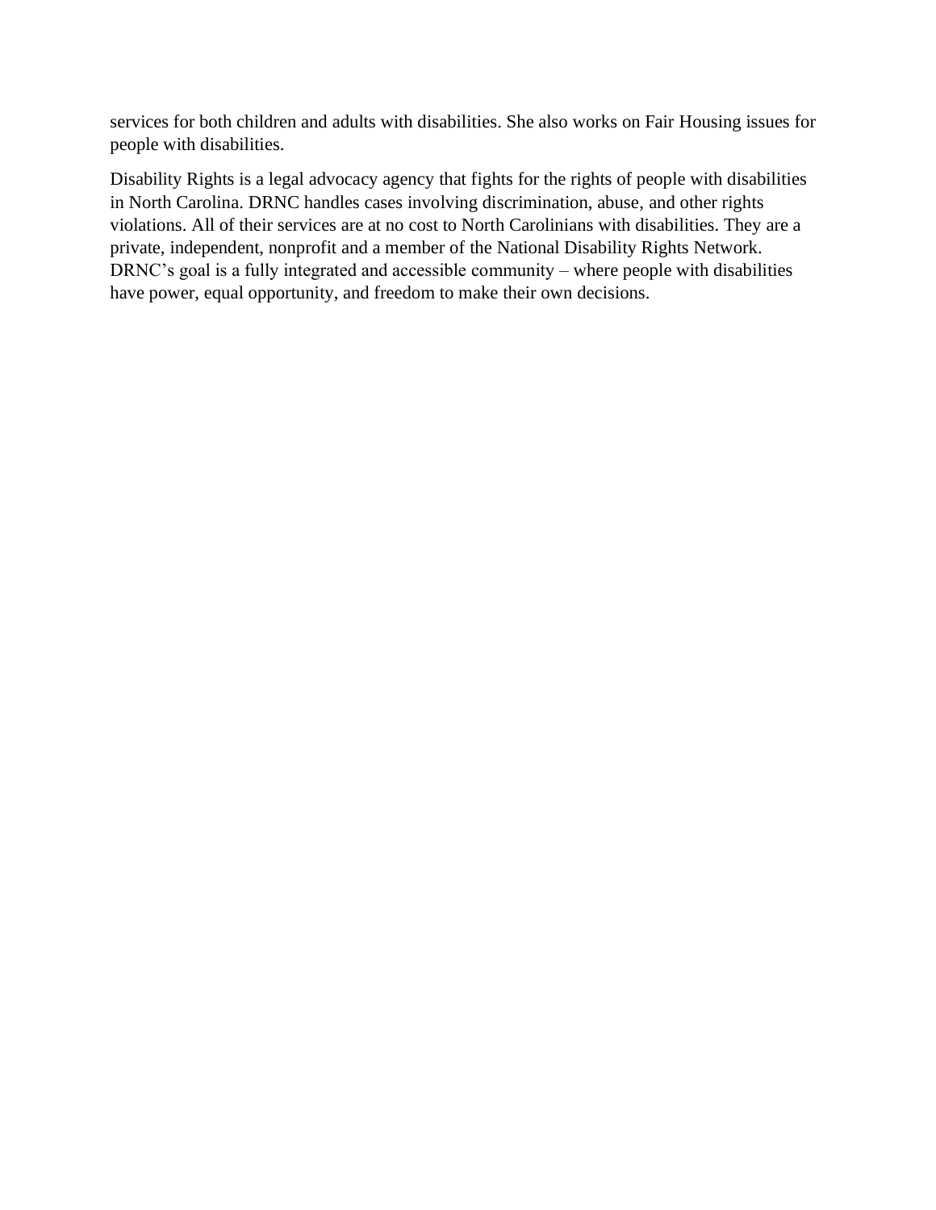services for both children and adults with disabilities. She also works on Fair Housing issues for people with disabilities.

Disability Rights is a legal advocacy agency that fights for the rights of people with disabilities in North Carolina. DRNC handles cases involving discrimination, abuse, and other rights violations. All of their services are at no cost to North Carolinians with disabilities. They are a private, independent, nonprofit and a member of the National Disability Rights Network. DRNC's goal is a fully integrated and accessible community – where people with disabilities have power, equal opportunity, and freedom to make their own decisions.